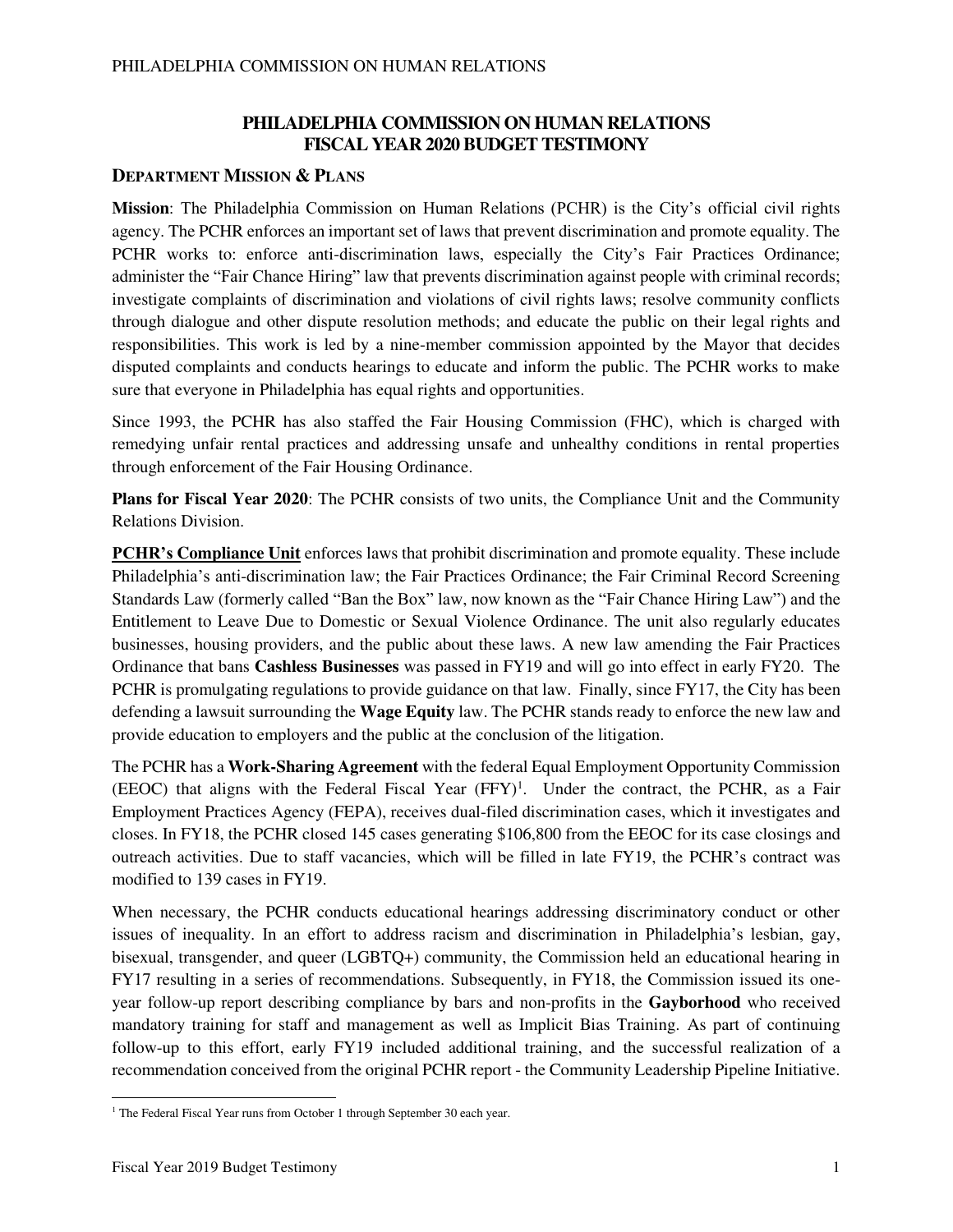# PHILADELPHIA COMMISSION ON HUMAN RELATIONS FISCAL YEAR 2020 BUDGET TESTIMONY

## DEPARTMENT MISSION & PLANS

**Mission**: The Philadelphia Commission on Human Relations (PCHR) is the City's official civil rights agency. The PCHR enforces an important set of laws that prevent discrimination and promote equality. The PCHR works to: enforce anti-discrimination laws, especially the City's Fair Practices Ordinance; administer the "Fair Chance Hiring" law that prevents discrimination against people with criminal records; investigate complaints of discrimination and violations of civil rights laws; resolve community conflicts through dialogue and other dispute resolution methods; and educate the public on their legal rights and responsibilities. This work is led by a nine-member commission appointed by the Mayor that decides disputed complaints and conducts hearings to educate and inform the public. The PCHR works to make sure that everyone in Philadelphia has equal rights and opportunities.

Since 1993, the PCHR has also staffed the Fair Housing Commission (FHC), which is charged with remedying unfair rental practices and addressing unsafe and unhealthy conditions in rental properties through enforcement of the Fair Housing Ordinance.

**Plans for Fiscal Year 2020**: The PCHR consists of two units, the Compliance Unit and the Community Relations Division.

**PCHR's Compliance Unit** enforces laws that prohibit discrimination and promote equality. These include Philadelphia's anti-discrimination law; the Fair Practices Ordinance; the Fair Criminal Record Screening Standards Law (formerly called "Ban the Box" law, now known as the "Fair Chance Hiring Law") and the Entitlement to Leave Due to Domestic or Sexual Violence Ordinance. The unit also regularly educates businesses, housing providers, and the public about these laws. A new law amending the Fair Practices Ordinance that bans **Cashless Businesses** was passed in FY19 and will go into effect in early FY20. The PCHR is promulgating regulations to provide guidance on that law. Finally, since FY17, the City has been defending a lawsuit surrounding the **Wage Equity** law. The PCHR stands ready to enforce the new law and provide education to employers and the public at the conclusion of the litigation.

The PCHR has a **Work-Sharing Agreement** with the federal Equal Employment Opportunity Commission (EEOC) that aligns with the Federal Fiscal Year (FFY)[1]. Under the contract, the PCHR, as a Fair Employment Practices Agency (FEPA), receives dual-filed discrimination cases, which it investigates and closes. In FY18, the PCHR closed 145 cases generating $106,800 from the EEOC for its case closings and outreach activities. Due to staff vacancies, which will be filled in late FY19, the PCHR's contract was modified to 139 cases in FY19.

When necessary, the PCHR conducts educational hearings addressing discriminatory conduct or other issues of inequality. In an effort to address racism and discrimination in Philadelphia's lesbian, gay, bisexual, transgender, and queer (LGBTQ+) community, the Commission held an educational hearing in FY17 resulting in a series of recommendations. Subsequently, in FY18, the Commission issued its one-year follow-up report describing compliance by bars and non-profits in the **Gayborhood** who received mandatory training for staff and management as well as Implicit Bias Training. As part of continuing follow-up to this effort, early FY19 included additional training, and the successful realization of a recommendation conceived from the original PCHR report - the Community Leadership Pipeline Initiative.

[1] The Federal Fiscal Year runs from October 1 through September 30 each year.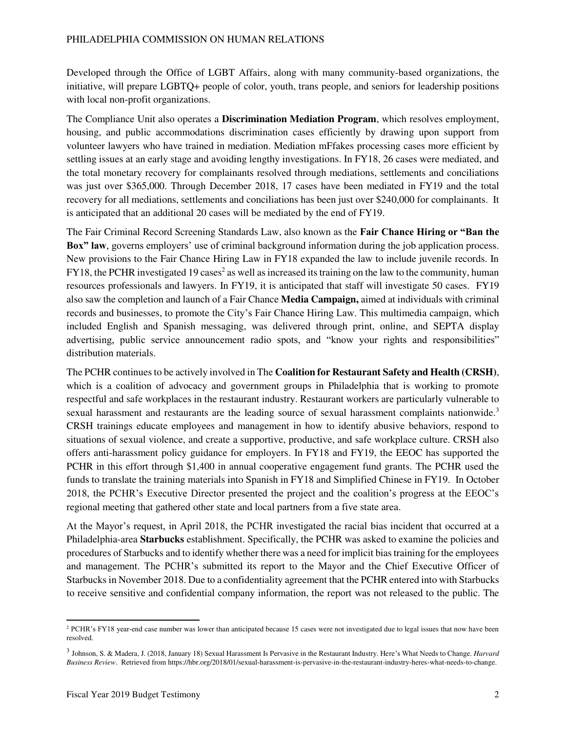Developed through the Office of LGBT Affairs, along with many community-based organizations, the initiative, will prepare LGBTQ+ people of color, youth, trans people, and seniors for leadership positions with local non-profit organizations.

The Compliance Unit also operates a **Discrimination Mediation Program**, which resolves employment, housing, and public accommodations discrimination cases efficiently by drawing upon support from volunteer lawyers who have trained in mediation. Mediation mFfakes processing cases more efficient by settling issues at an early stage and avoiding lengthy investigations. In FY18, 26 cases were mediated, and the total monetary recovery for complainants resolved through mediations, settlements and conciliations was just over \$365,000. Through December 2018, 17 cases have been mediated in FY19 and the total recovery for all mediations, settlements and conciliations has been just over \$240,000 for complainants. It is anticipated that an additional 20 cases will be mediated by the end of FY19.

The Fair Criminal Record Screening Standards Law, also known as the **Fair Chance Hiring or "Ban the Box" law**, governs employers' use of criminal background information during the job application process. New provisions to the Fair Chance Hiring Law in FY18 expanded the law to include juvenile records. In FY18, the PCHR investigated 19 cases[2] as well as increased its training on the law to the community, human resources professionals and lawyers. In FY19, it is anticipated that staff will investigate 50 cases. FY19 also saw the completion and launch of a Fair Chance **Media Campaign,** aimed at individuals with criminal records and businesses, to promote the City's Fair Chance Hiring Law. This multimedia campaign, which included English and Spanish messaging, was delivered through print, online, and SEPTA display advertising, public service announcement radio spots, and "know your rights and responsibilities" distribution materials.

The PCHR continues to be actively involved in The **Coalition for Restaurant Safety and Health (CRSH)**, which is a coalition of advocacy and government groups in Philadelphia that is working to promote respectful and safe workplaces in the restaurant industry. Restaurant workers are particularly vulnerable to sexual harassment and restaurants are the leading source of sexual harassment complaints nationwide.[3] CRSH trainings educate employees and management in how to identify abusive behaviors, respond to situations of sexual violence, and create a supportive, productive, and safe workplace culture. CRSH also offers anti-harassment policy guidance for employers. In FY18 and FY19, the EEOC has supported the PCHR in this effort through \$1,400 in annual cooperative engagement fund grants. The PCHR used the funds to translate the training materials into Spanish in FY18 and Simplified Chinese in FY19. In October 2018, the PCHR's Executive Director presented the project and the coalition's progress at the EEOC's regional meeting that gathered other state and local partners from a five state area.

At the Mayor's request, in April 2018, the PCHR investigated the racial bias incident that occurred at a Philadelphia-area **Starbucks** establishment. Specifically, the PCHR was asked to examine the policies and procedures of Starbucks and to identify whether there was a need for implicit bias training for the employees and management. The PCHR's submitted its report to the Mayor and the Chief Executive Officer of Starbucks in November 2018. Due to a confidentiality agreement that the PCHR entered into with Starbucks to receive sensitive and confidential company information, the report was not released to the public. The

---

[2] PCHR's FY18 year-end case number was lower than anticipated because 15 cases were not investigated due to legal issues that now have been resolved.

[3] Johnson, S. & Madera, J. (2018, January 18) Sexual Harassment Is Pervasive in the Restaurant Industry. Here's What Needs to Change. *Harvard Business Review*. Retrieved from https://hbr.org/2018/01/sexual-harassment-is-pervasive-in-the-restaurant-industry-heres-what-needs-to-change.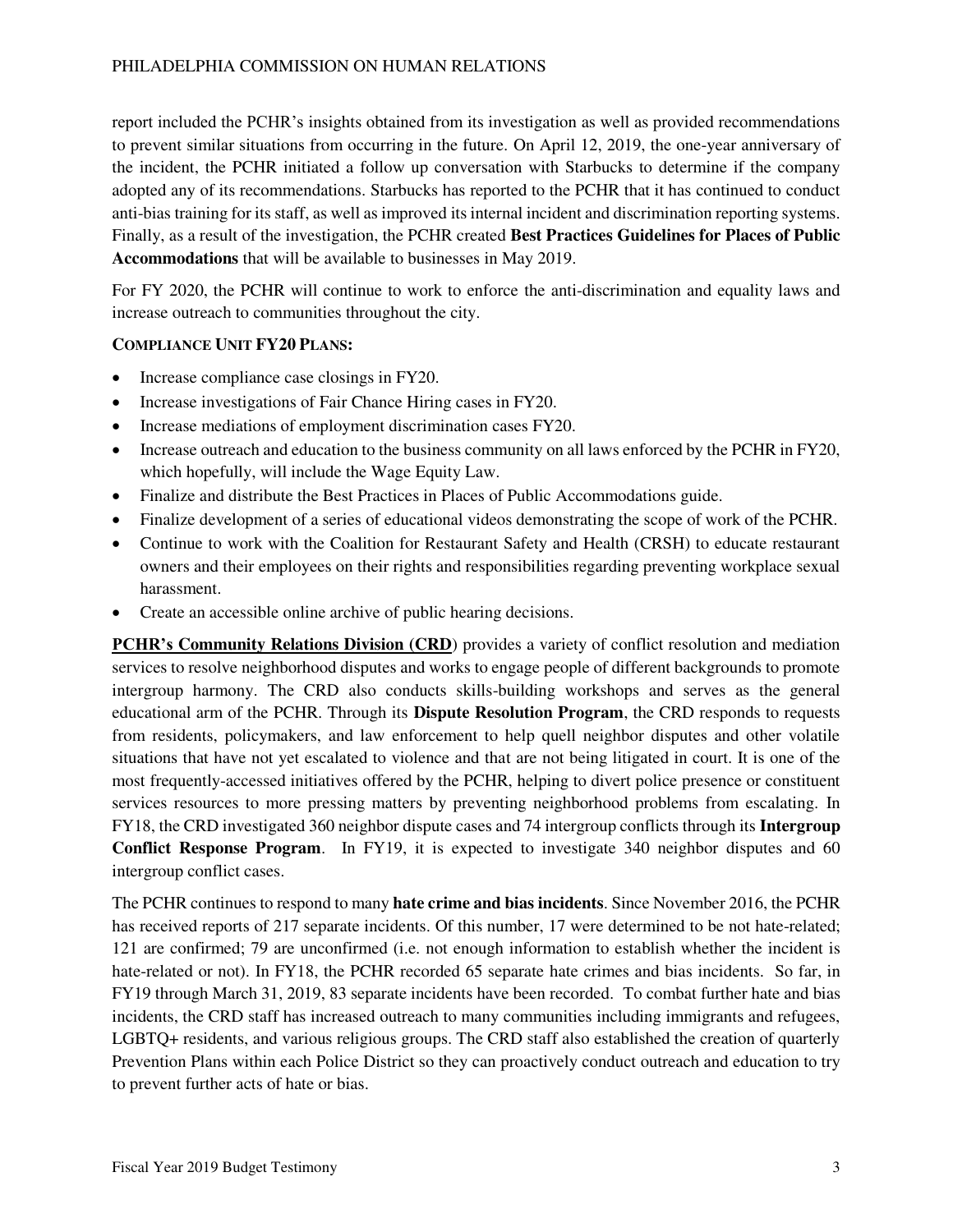report included the PCHR's insights obtained from its investigation as well as provided recommendations to prevent similar situations from occurring in the future. On April 12, 2019, the one-year anniversary of the incident, the PCHR initiated a follow up conversation with Starbucks to determine if the company adopted any of its recommendations. Starbucks has reported to the PCHR that it has continued to conduct anti-bias training for its staff, as well as improved its internal incident and discrimination reporting systems. Finally, as a result of the investigation, the PCHR created **Best Practices Guidelines for Places of Public Accommodations** that will be available to businesses in May 2019.

For FY 2020, the PCHR will continue to work to enforce the anti-discrimination and equality laws and increase outreach to communities throughout the city.

**COMPLIANCE UNIT FY20 PLANS:**

- Increase compliance case closings in FY20.
- Increase investigations of Fair Chance Hiring cases in FY20.
- Increase mediations of employment discrimination cases FY20.
- Increase outreach and education to the business community on all laws enforced by the PCHR in FY20, which hopefully, will include the Wage Equity Law.
- Finalize and distribute the Best Practices in Places of Public Accommodations guide.
- Finalize development of a series of educational videos demonstrating the scope of work of the PCHR.
- Continue to work with the Coalition for Restaurant Safety and Health (CRSH) to educate restaurant owners and their employees on their rights and responsibilities regarding preventing workplace sexual harassment.
- Create an accessible online archive of public hearing decisions.

**PCHR's Community Relations Division (CRD**) provides a variety of conflict resolution and mediation services to resolve neighborhood disputes and works to engage people of different backgrounds to promote intergroup harmony. The CRD also conducts skills-building workshops and serves as the general educational arm of the PCHR. Through its **Dispute Resolution Program**, the CRD responds to requests from residents, policymakers, and law enforcement to help quell neighbor disputes and other volatile situations that have not yet escalated to violence and that are not being litigated in court. It is one of the most frequently-accessed initiatives offered by the PCHR, helping to divert police presence or constituent services resources to more pressing matters by preventing neighborhood problems from escalating. In FY18, the CRD investigated 360 neighbor dispute cases and 74 intergroup conflicts through its **Intergroup Conflict Response Program**. In FY19, it is expected to investigate 340 neighbor disputes and 60 intergroup conflict cases.

The PCHR continues to respond to many **hate crime and bias incidents**. Since November 2016, the PCHR has received reports of 217 separate incidents. Of this number, 17 were determined to be not hate-related; 121 are confirmed; 79 are unconfirmed (i.e. not enough information to establish whether the incident is hate-related or not). In FY18, the PCHR recorded 65 separate hate crimes and bias incidents. So far, in FY19 through March 31, 2019, 83 separate incidents have been recorded. To combat further hate and bias incidents, the CRD staff has increased outreach to many communities including immigrants and refugees, LGBTQ+ residents, and various religious groups. The CRD staff also established the creation of quarterly Prevention Plans within each Police District so they can proactively conduct outreach and education to try to prevent further acts of hate or bias.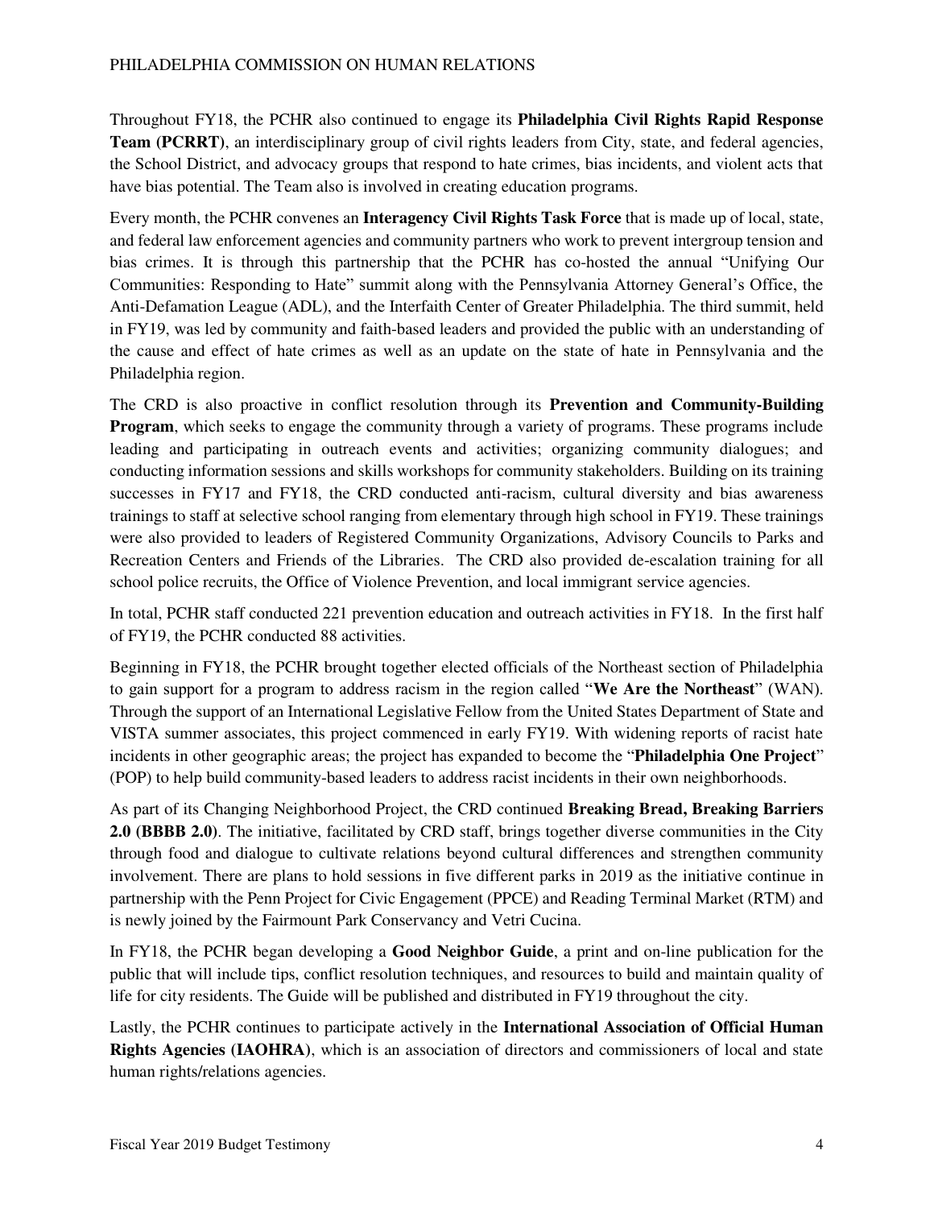Throughout FY18, the PCHR also continued to engage its **Philadelphia Civil Rights Rapid Response Team (PCRRT)**, an interdisciplinary group of civil rights leaders from City, state, and federal agencies, the School District, and advocacy groups that respond to hate crimes, bias incidents, and violent acts that have bias potential. The Team also is involved in creating education programs.

Every month, the PCHR convenes an **Interagency Civil Rights Task Force** that is made up of local, state, and federal law enforcement agencies and community partners who work to prevent intergroup tension and bias crimes. It is through this partnership that the PCHR has co-hosted the annual "Unifying Our Communities: Responding to Hate" summit along with the Pennsylvania Attorney General's Office, the Anti-Defamation League (ADL), and the Interfaith Center of Greater Philadelphia. The third summit, held in FY19, was led by community and faith-based leaders and provided the public with an understanding of the cause and effect of hate crimes as well as an update on the state of hate in Pennsylvania and the Philadelphia region.

The CRD is also proactive in conflict resolution through its **Prevention and Community-Building Program**, which seeks to engage the community through a variety of programs. These programs include leading and participating in outreach events and activities; organizing community dialogues; and conducting information sessions and skills workshops for community stakeholders. Building on its training successes in FY17 and FY18, the CRD conducted anti-racism, cultural diversity and bias awareness trainings to staff at selective school ranging from elementary through high school in FY19. These trainings were also provided to leaders of Registered Community Organizations, Advisory Councils to Parks and Recreation Centers and Friends of the Libraries. The CRD also provided de-escalation training for all school police recruits, the Office of Violence Prevention, and local immigrant service agencies.

In total, PCHR staff conducted 221 prevention education and outreach activities in FY18. In the first half of FY19, the PCHR conducted 88 activities.

Beginning in FY18, the PCHR brought together elected officials of the Northeast section of Philadelphia to gain support for a program to address racism in the region called "**We Are the Northeast**" (WAN). Through the support of an International Legislative Fellow from the United States Department of State and VISTA summer associates, this project commenced in early FY19. With widening reports of racist hate incidents in other geographic areas; the project has expanded to become the "**Philadelphia One Project**" (POP) to help build community-based leaders to address racist incidents in their own neighborhoods.

As part of its Changing Neighborhood Project, the CRD continued **Breaking Bread, Breaking Barriers 2.0 (BBBB 2.0)**. The initiative, facilitated by CRD staff, brings together diverse communities in the City through food and dialogue to cultivate relations beyond cultural differences and strengthen community involvement. There are plans to hold sessions in five different parks in 2019 as the initiative continue in partnership with the Penn Project for Civic Engagement (PPCE) and Reading Terminal Market (RTM) and is newly joined by the Fairmount Park Conservancy and Vetri Cucina.

In FY18, the PCHR began developing a **Good Neighbor Guide**, a print and on-line publication for the public that will include tips, conflict resolution techniques, and resources to build and maintain quality of life for city residents. The Guide will be published and distributed in FY19 throughout the city.

Lastly, the PCHR continues to participate actively in the **International Association of Official Human Rights Agencies (IAOHRA)**, which is an association of directors and commissioners of local and state human rights/relations agencies.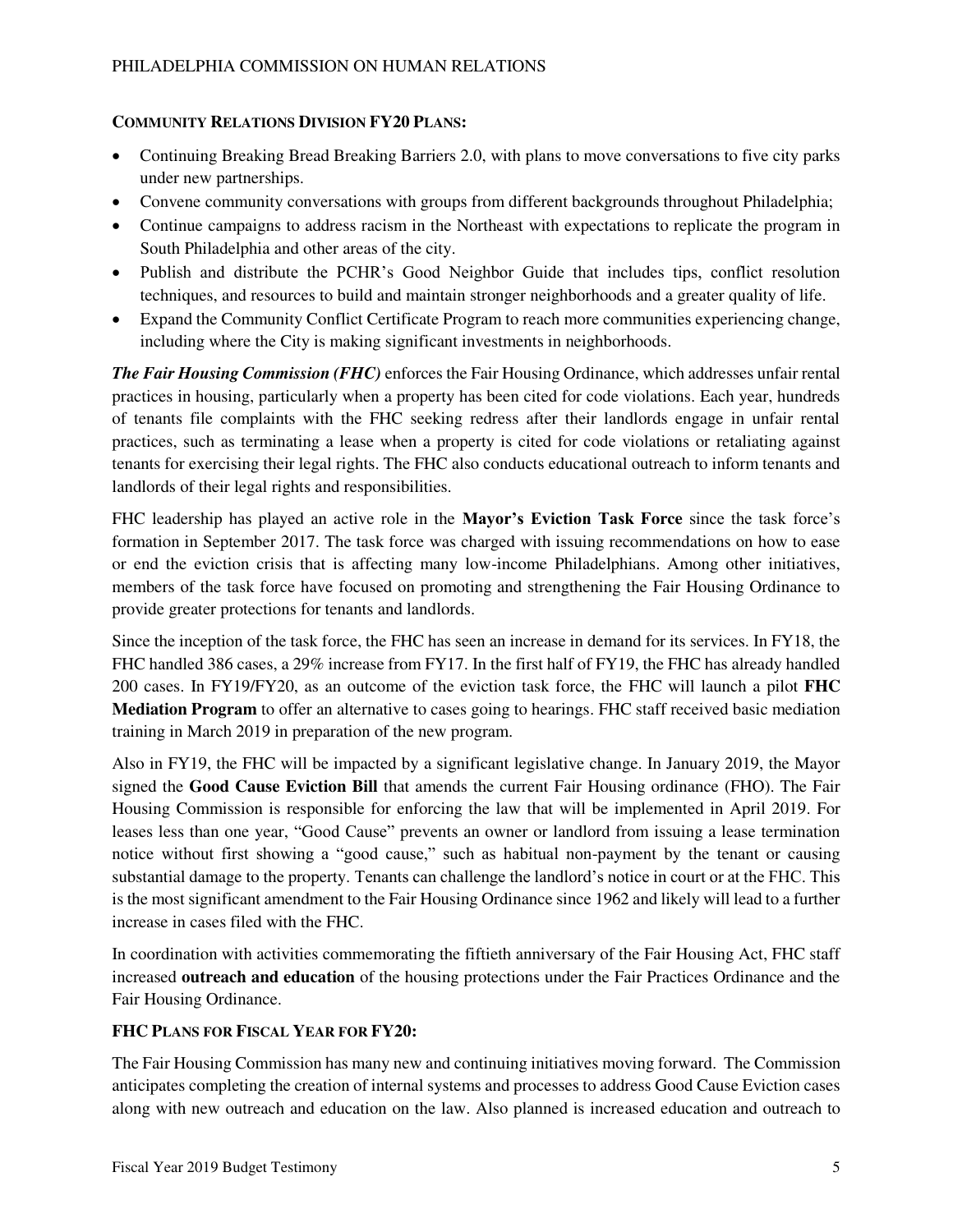**COMMUNITY RELATIONS DIVISION FY20 PLANS:**

- Continuing Breaking Bread Breaking Barriers 2.0, with plans to move conversations to five city parks under new partnerships.
- Convene community conversations with groups from different backgrounds throughout Philadelphia;
- Continue campaigns to address racism in the Northeast with expectations to replicate the program in South Philadelphia and other areas of the city.
- Publish and distribute the PCHR's Good Neighbor Guide that includes tips, conflict resolution techniques, and resources to build and maintain stronger neighborhoods and a greater quality of life.
- Expand the Community Conflict Certificate Program to reach more communities experiencing change, including where the City is making significant investments in neighborhoods.

***The Fair Housing Commission (FHC)*** enforces the Fair Housing Ordinance, which addresses unfair rental practices in housing, particularly when a property has been cited for code violations. Each year, hundreds of tenants file complaints with the FHC seeking redress after their landlords engage in unfair rental practices, such as terminating a lease when a property is cited for code violations or retaliating against tenants for exercising their legal rights. The FHC also conducts educational outreach to inform tenants and landlords of their legal rights and responsibilities.

FHC leadership has played an active role in the **Mayor's Eviction Task Force** since the task force's formation in September 2017. The task force was charged with issuing recommendations on how to ease or end the eviction crisis that is affecting many low-income Philadelphians. Among other initiatives, members of the task force have focused on promoting and strengthening the Fair Housing Ordinance to provide greater protections for tenants and landlords.

Since the inception of the task force, the FHC has seen an increase in demand for its services. In FY18, the FHC handled 386 cases, a 29% increase from FY17. In the first half of FY19, the FHC has already handled 200 cases. In FY19/FY20, as an outcome of the eviction task force, the FHC will launch a pilot **FHC Mediation Program** to offer an alternative to cases going to hearings. FHC staff received basic mediation training in March 2019 in preparation of the new program.

Also in FY19, the FHC will be impacted by a significant legislative change. In January 2019, the Mayor signed the **Good Cause Eviction Bill** that amends the current Fair Housing ordinance (FHO). The Fair Housing Commission is responsible for enforcing the law that will be implemented in April 2019. For leases less than one year, "Good Cause" prevents an owner or landlord from issuing a lease termination notice without first showing a "good cause," such as habitual non-payment by the tenant or causing substantial damage to the property. Tenants can challenge the landlord's notice in court or at the FHC. This is the most significant amendment to the Fair Housing Ordinance since 1962 and likely will lead to a further increase in cases filed with the FHC.

In coordination with activities commemorating the fiftieth anniversary of the Fair Housing Act, FHC staff increased **outreach and education** of the housing protections under the Fair Practices Ordinance and the Fair Housing Ordinance.

**FHC PLANS FOR FISCAL YEAR FOR FY20:**

The Fair Housing Commission has many new and continuing initiatives moving forward. The Commission anticipates completing the creation of internal systems and processes to address Good Cause Eviction cases along with new outreach and education on the law. Also planned is increased education and outreach to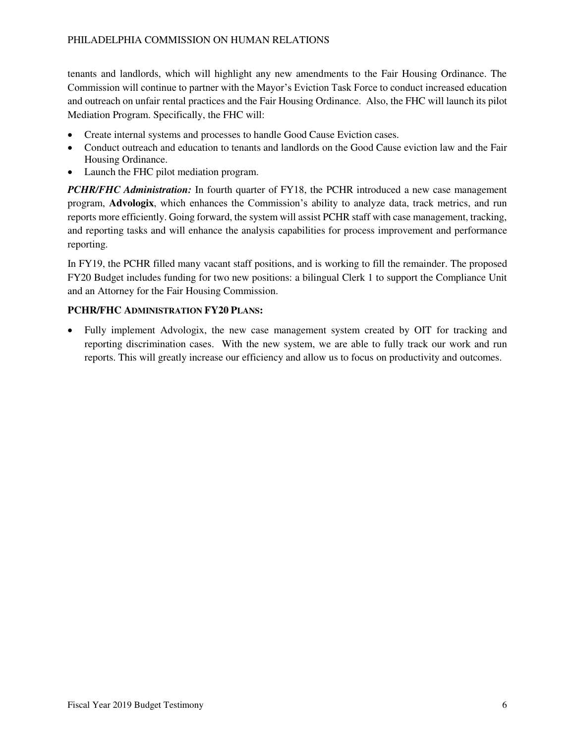tenants and landlords, which will highlight any new amendments to the Fair Housing Ordinance. The Commission will continue to partner with the Mayor's Eviction Task Force to conduct increased education and outreach on unfair rental practices and the Fair Housing Ordinance. Also, the FHC will launch its pilot Mediation Program. Specifically, the FHC will:

- Create internal systems and processes to handle Good Cause Eviction cases.
- Conduct outreach and education to tenants and landlords on the Good Cause eviction law and the Fair Housing Ordinance.
- Launch the FHC pilot mediation program.

***PCHR/FHC Administration:*** In fourth quarter of FY18, the PCHR introduced a new case management program, **Advologix**, which enhances the Commission's ability to analyze data, track metrics, and run reports more efficiently. Going forward, the system will assist PCHR staff with case management, tracking, and reporting tasks and will enhance the analysis capabilities for process improvement and performance reporting.

In FY19, the PCHR filled many vacant staff positions, and is working to fill the remainder. The proposed FY20 Budget includes funding for two new positions: a bilingual Clerk 1 to support the Compliance Unit and an Attorney for the Fair Housing Commission.

**PCHR/FHC ADMINISTRATION FY20 PLANS:**

- Fully implement Advologix, the new case management system created by OIT for tracking and reporting discrimination cases. With the new system, we are able to fully track our work and run reports. This will greatly increase our efficiency and allow us to focus on productivity and outcomes.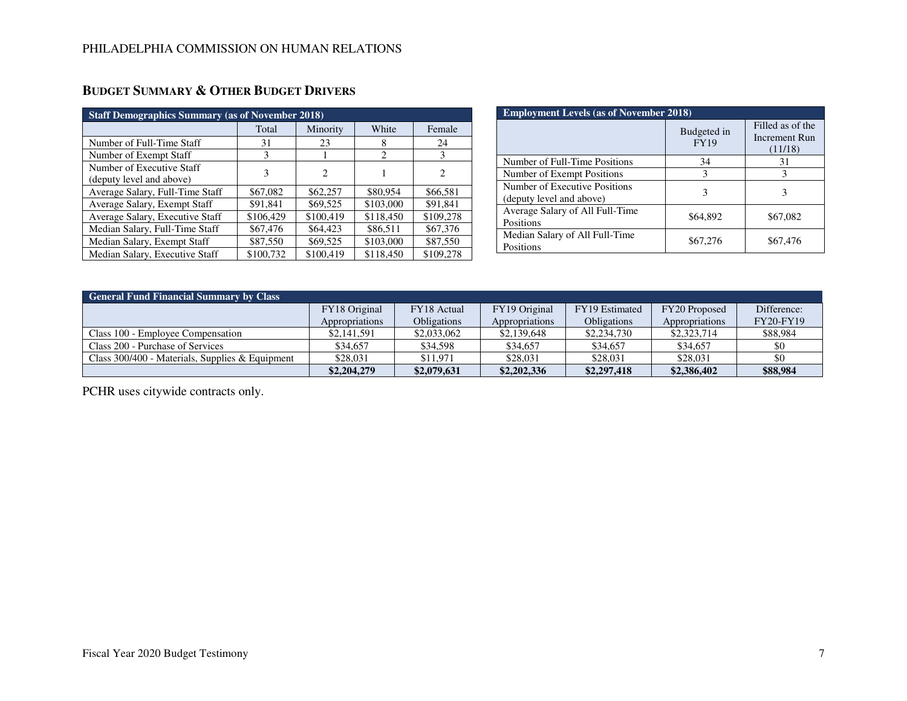## BUDGET SUMMARY & OTHER BUDGET DRIVERS

| Staff Demographics Summary (as of November 2018) | | | | |
|---|---|---|---|---|
| | Total | Minority | White | Female |
| Number of Full-Time Staff | 31 | 23 | 8 | 24 |
| Number of Exempt Staff | 3 | 1 | 2 | 3 |
| Number of Executive Staff (deputy level and above) | 3 | 2 | 1 | 2 |
| Average Salary, Full-Time Staff | $67,082 | $62,257 | $80,954 | $66,581 |
| Average Salary, Exempt Staff | $91,841 | $69,525 | $103,000 | $91,841 |
| Average Salary, Executive Staff | $106,429 | $100,419 | $118,450 | $109,278 |
| Median Salary, Full-Time Staff | $67,476 | $64,423 | $86,511 | $67,376 |
| Median Salary, Exempt Staff | $87,550 | $69,525 | $103,000 | $87,550 |
| Median Salary, Executive Staff | $100,732 | $100,419 | $118,450 | $109,278 |

| Employment Levels (as of November 2018) | | |
|---|---|---|
| | Budgeted in FY19 | Filled as of the Increment Run (11/18) |
| Number of Full-Time Positions | 34 | 31 |
| Number of Exempt Positions | 3 | 3 |
| Number of Executive Positions (deputy level and above) | 3 | 3 |
| Average Salary of All Full-Time Positions | $64,892 | $67,082 |
| Median Salary of All Full-Time Positions | $67,276 | $67,476 |

| General Fund Financial Summary by Class | | | | | | |
|---|---|---|---|---|---|---|
| | FY18 Original Appropriations | FY18 Actual Obligations | FY19 Original Appropriations | FY19 Estimated Obligations | FY20 Proposed Appropriations | Difference: FY20-FY19 |
| Class 100 - Employee Compensation | $2,141,591 | $2,033,062 | $2,139,648 | $2,234,730 | $2,323,714 | $88,984 |
| Class 200 - Purchase of Services | $34,657 | $34,598 | $34,657 | $34,657 | $34,657 | $0 |
| Class 300/400 - Materials, Supplies & Equipment | $28,031 | $11,971 | $28,031 | $28,031 | $28,031 | $0 |
| | **$2,204,279** | **$2,079,631** | **$2,202,336** | **$2,297,418** | **$2,386,402** | **$88,984** |

PCHR uses citywide contracts only.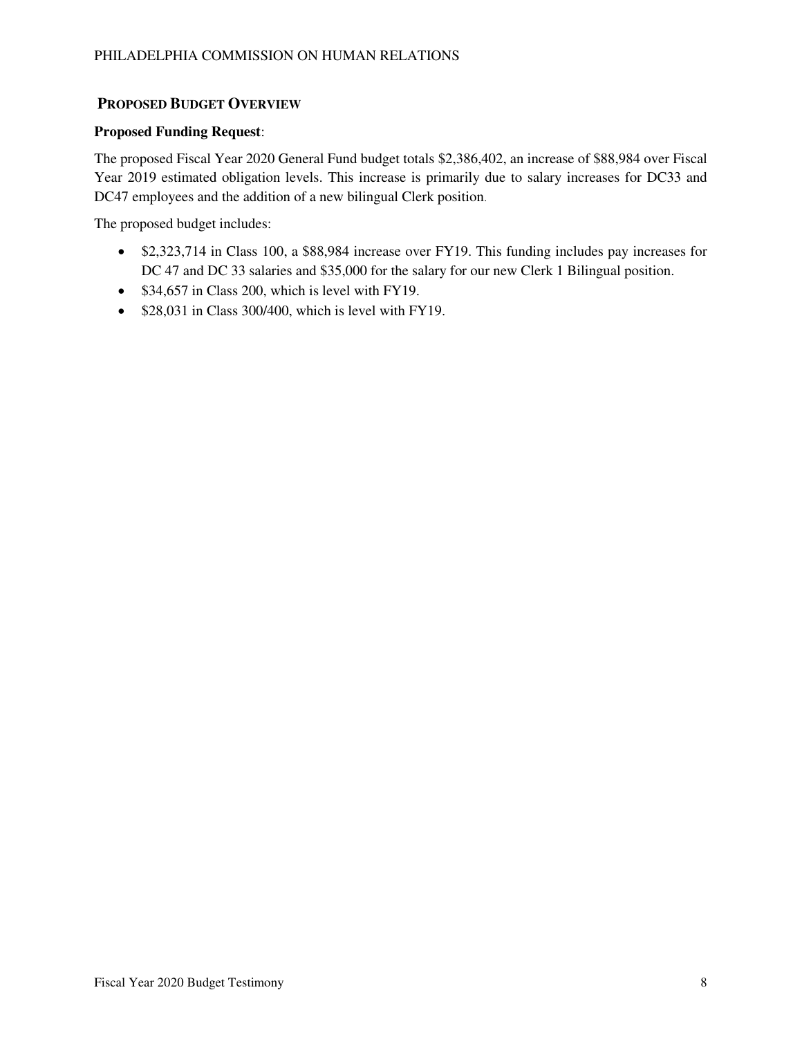## PROPOSED BUDGET OVERVIEW

**Proposed Funding Request**:

The proposed Fiscal Year 2020 General Fund budget totals $2,386,402, an increase of $88,984 over Fiscal Year 2019 estimated obligation levels. This increase is primarily due to salary increases for DC33 and DC47 employees and the addition of a new bilingual Clerk position.

The proposed budget includes:

- $2,323,714 in Class 100, a $88,984 increase over FY19. This funding includes pay increases for DC 47 and DC 33 salaries and $35,000 for the salary for our new Clerk 1 Bilingual position.
- $34,657 in Class 200, which is level with FY19.
- $28,031 in Class 300/400, which is level with FY19.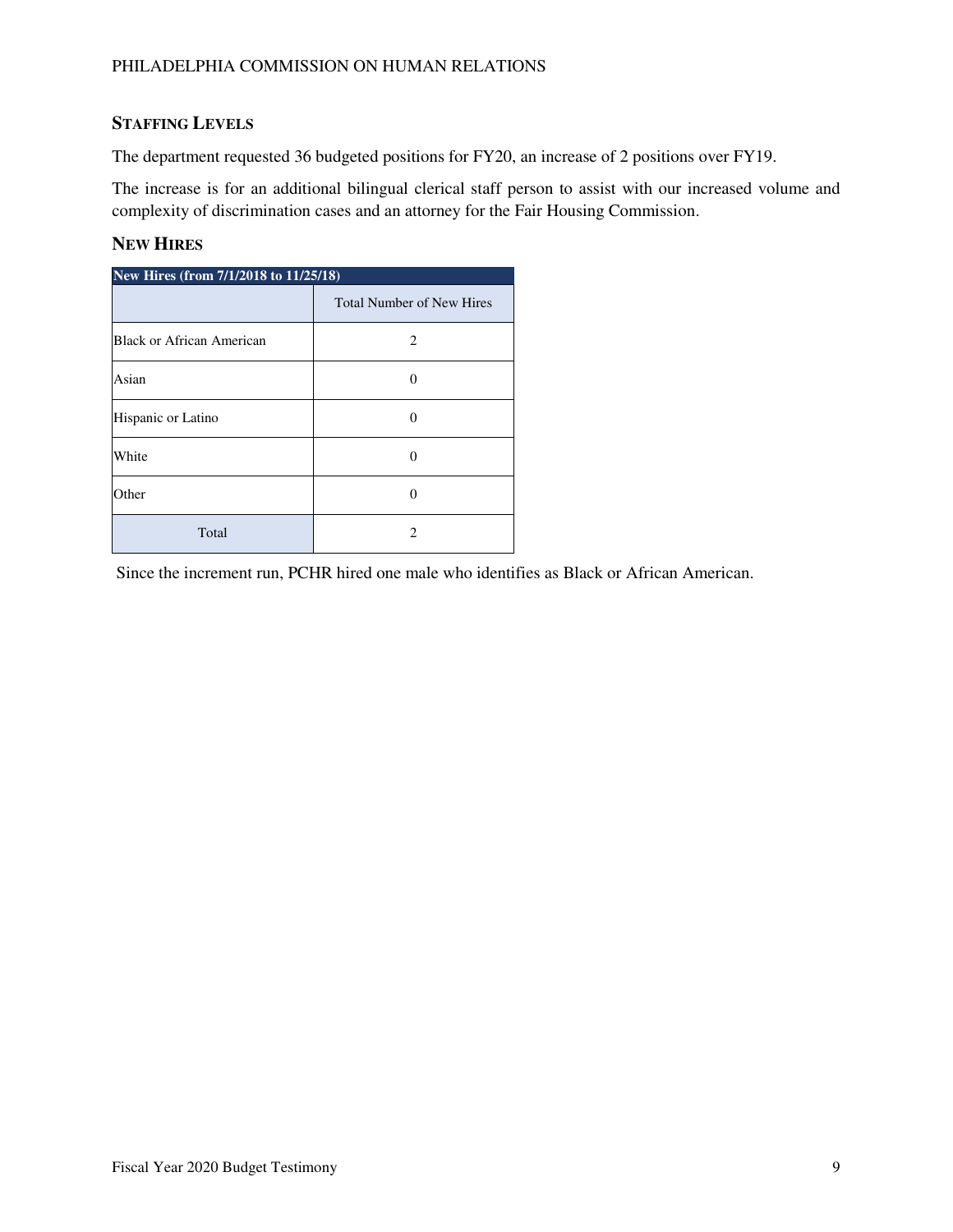## STAFFING LEVELS

The department requested 36 budgeted positions for FY20, an increase of 2 positions over FY19.

The increase is for an additional bilingual clerical staff person to assist with our increased volume and complexity of discrimination cases and an attorney for the Fair Housing Commission.

## NEW HIRES

| New Hires (from 7/1/2018 to 11/25/18) | |
|---|---|
| | Total Number of New Hires |
| Black or African American | 2 |
| Asian | 0 |
| Hispanic or Latino | 0 |
| White | 0 |
| Other | 0 |
| Total | 2 |

Since the increment run, PCHR hired one male who identifies as Black or African American.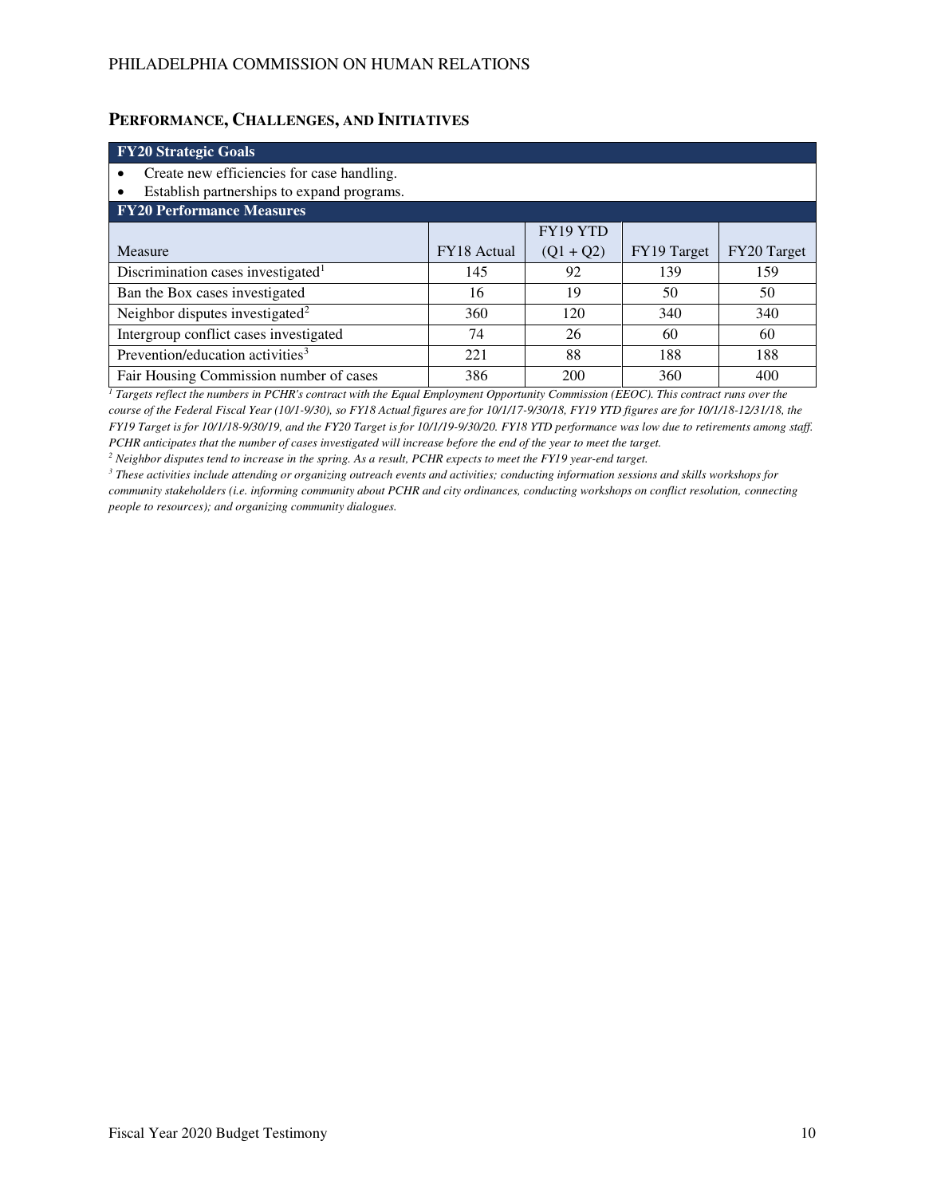## PERFORMANCE, CHALLENGES, AND INITIATIVES

**FY20 Strategic Goals**

- Create new efficiencies for case handling.
- Establish partnerships to expand programs.

**FY20 Performance Measures**

| Measure | FY18 Actual | FY19 YTD (Q1 + Q2) | FY19 Target | FY20 Target |
|---|---|---|---|---|
| Discrimination cases investigated[1] | 145 | 92 | 139 | 159 |
| Ban the Box cases investigated | 16 | 19 | 50 | 50 |
| Neighbor disputes investigated[2] | 360 | 120 | 340 | 340 |
| Intergroup conflict cases investigated | 74 | 26 | 60 | 60 |
| Prevention/education activities[3] | 221 | 88 | 188 | 188 |
| Fair Housing Commission number of cases | 386 | 200 | 360 | 400 |

*[1] Targets reflect the numbers in PCHR's contract with the Equal Employment Opportunity Commission (EEOC). This contract runs over the course of the Federal Fiscal Year (10/1-9/30), so FY18 Actual figures are for 10/1/17-9/30/18, FY19 YTD figures are for 10/1/18-12/31/18, the FY19 Target is for 10/1/18-9/30/19, and the FY20 Target is for 10/1/19-9/30/20. FY18 YTD performance was low due to retirements among staff. PCHR anticipates that the number of cases investigated will increase before the end of the year to meet the target.*

*[2] Neighbor disputes tend to increase in the spring. As a result, PCHR expects to meet the FY19 year-end target.*

*[3] These activities include attending or organizing outreach events and activities; conducting information sessions and skills workshops for community stakeholders (i.e. informing community about PCHR and city ordinances, conducting workshops on conflict resolution, connecting people to resources); and organizing community dialogues.*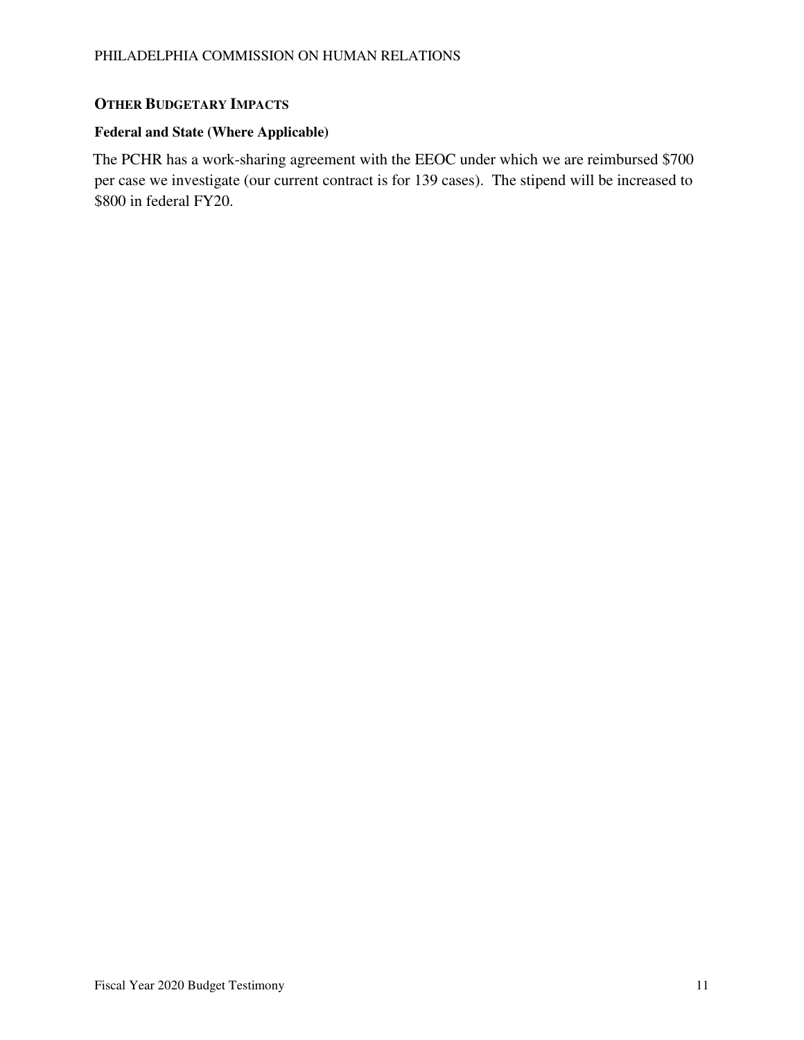## OTHER BUDGETARY IMPACTS

### Federal and State (Where Applicable)

The PCHR has a work-sharing agreement with the EEOC under which we are reimbursed $700 per case we investigate (our current contract is for 139 cases). The stipend will be increased to $800 in federal FY20.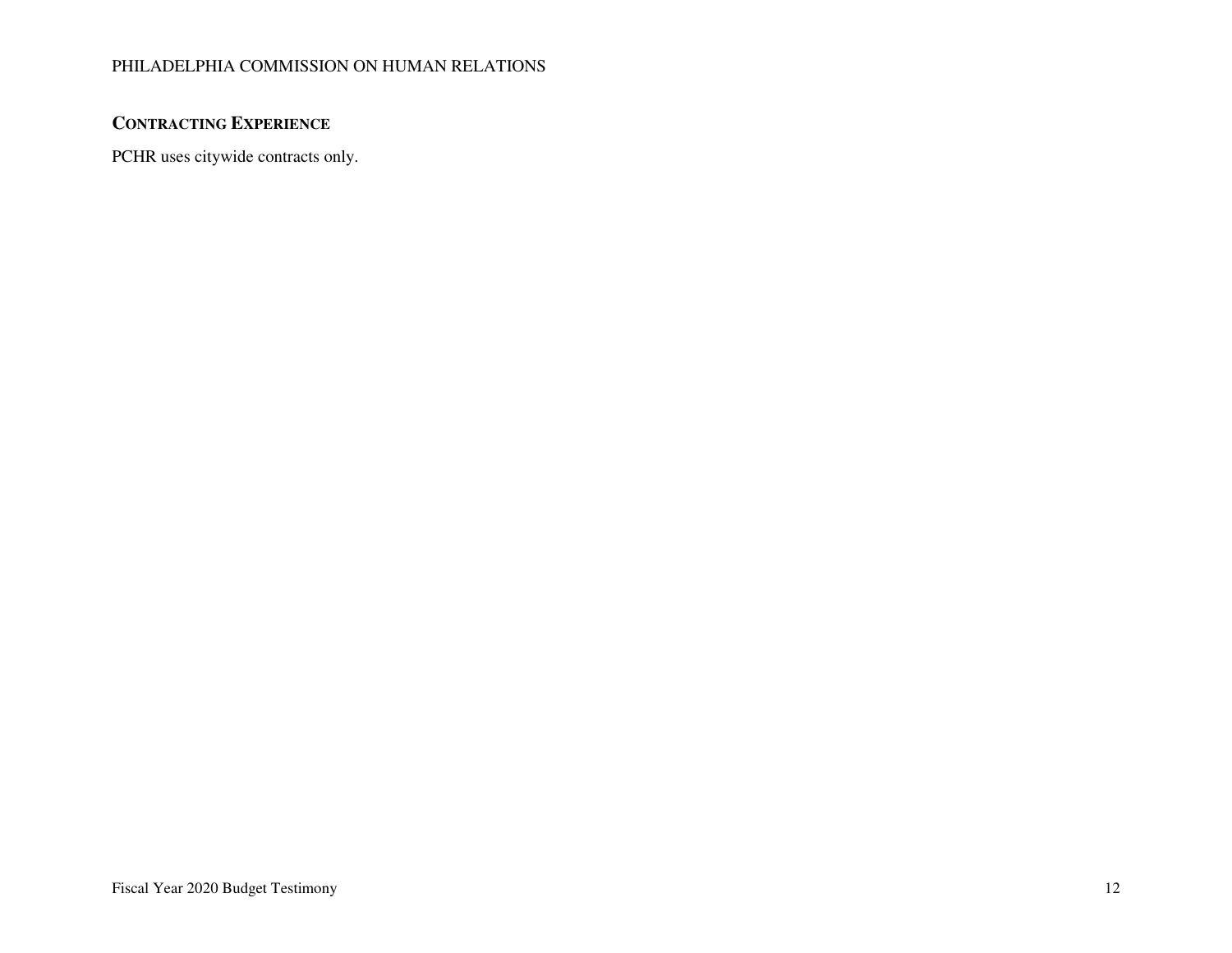## CONTRACTING EXPERIENCE

PCHR uses citywide contracts only.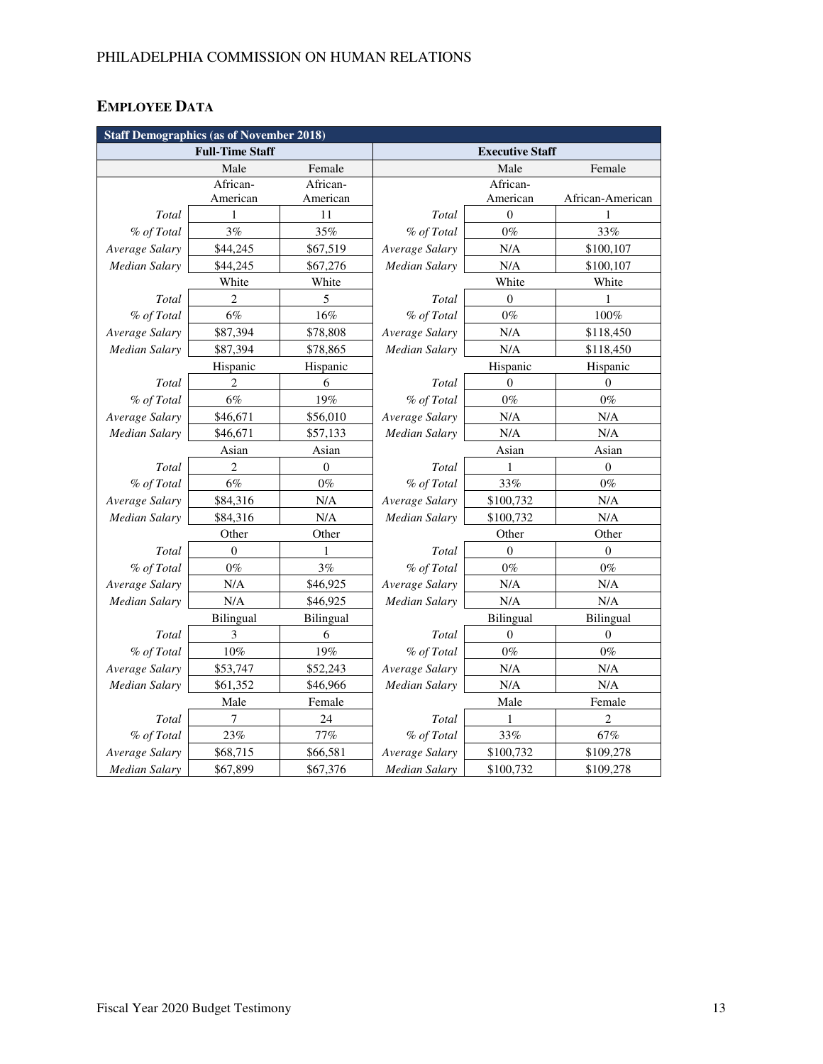## EMPLOYEE DATA

| Staff Demographics (as of November 2018) | | | | | |
|---|---|---|---|---|---|
| **Full-Time Staff** | | | **Executive Staff** | | |
| | Male | Female | | Male | Female |
| | African-American | African-American | | African-American | African-American |
| *Total* | 1 | 11 | *Total* | 0 | 1 |
| *% of Total* | 3% | 35% | *% of Total* | 0% | 33% |
| *Average Salary* | $44,245 | $67,519 | *Average Salary* | N/A | $100,107 |
| *Median Salary* | $44,245 | $67,276 | *Median Salary* | N/A | $100,107 |
| | White | White | | White | White |
| *Total* | 2 | 5 | *Total* | 0 | 1 |
| *% of Total* | 6% | 16% | *% of Total* | 0% | 100% |
| *Average Salary* | $87,394 | $78,808 | *Average Salary* | N/A | $118,450 |
| *Median Salary* | $87,394 | $78,865 | *Median Salary* | N/A | $118,450 |
| | Hispanic | Hispanic | | Hispanic | Hispanic |
| *Total* | 2 | 6 | *Total* | 0 | 0 |
| *% of Total* | 6% | 19% | *% of Total* | 0% | 0% |
| *Average Salary* | $46,671 | $56,010 | *Average Salary* | N/A | N/A |
| *Median Salary* | $46,671 | $57,133 | *Median Salary* | N/A | N/A |
| | Asian | Asian | | Asian | Asian |
| *Total* | 2 | 0 | *Total* | 1 | 0 |
| *% of Total* | 6% | 0% | *% of Total* | 33% | 0% |
| *Average Salary* | $84,316 | N/A | *Average Salary* | $100,732 | N/A |
| *Median Salary* | $84,316 | N/A | *Median Salary* | $100,732 | N/A |
| | Other | Other | | Other | Other |
| *Total* | 0 | 1 | *Total* | 0 | 0 |
| *% of Total* | 0% | 3% | *% of Total* | 0% | 0% |
| *Average Salary* | N/A | $46,925 | *Average Salary* | N/A | N/A |
| *Median Salary* | N/A | $46,925 | *Median Salary* | N/A | N/A |
| | Bilingual | Bilingual | | Bilingual | Bilingual |
| *Total* | 3 | 6 | *Total* | 0 | 0 |
| *% of Total* | 10% | 19% | *% of Total* | 0% | 0% |
| *Average Salary* | $53,747 | $52,243 | *Average Salary* | N/A | N/A |
| *Median Salary* | $61,352 | $46,966 | *Median Salary* | N/A | N/A |
| | Male | Female | | Male | Female |
| *Total* | 7 | 24 | *Total* | 1 | 2 |
| *% of Total* | 23% | 77% | *% of Total* | 33% | 67% |
| *Average Salary* | $68,715 | $66,581 | *Average Salary* | $100,732 | $109,278 |
| *Median Salary* | $67,899 | $67,376 | *Median Salary* | $100,732 | $109,278 |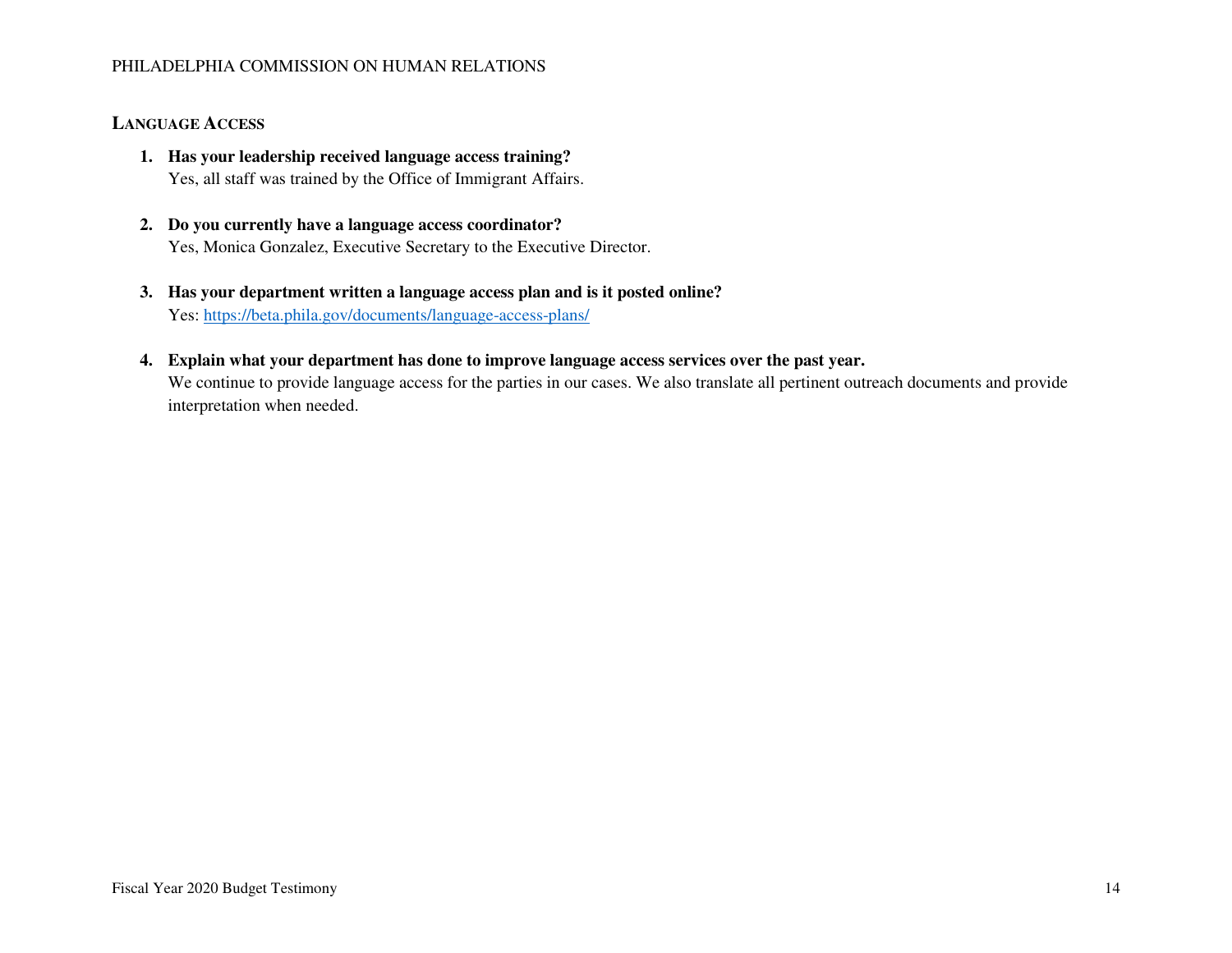## Language Access

1. **Has your leadership received language access training?**
   Yes, all staff was trained by the Office of Immigrant Affairs.

2. **Do you currently have a language access coordinator?**
   Yes, Monica Gonzalez, Executive Secretary to the Executive Director.

3. **Has your department written a language access plan and is it posted online?**
   Yes: https://beta.phila.gov/documents/language-access-plans/

4. **Explain what your department has done to improve language access services over the past year.**
   We continue to provide language access for the parties in our cases. We also translate all pertinent outreach documents and provide interpretation when needed.